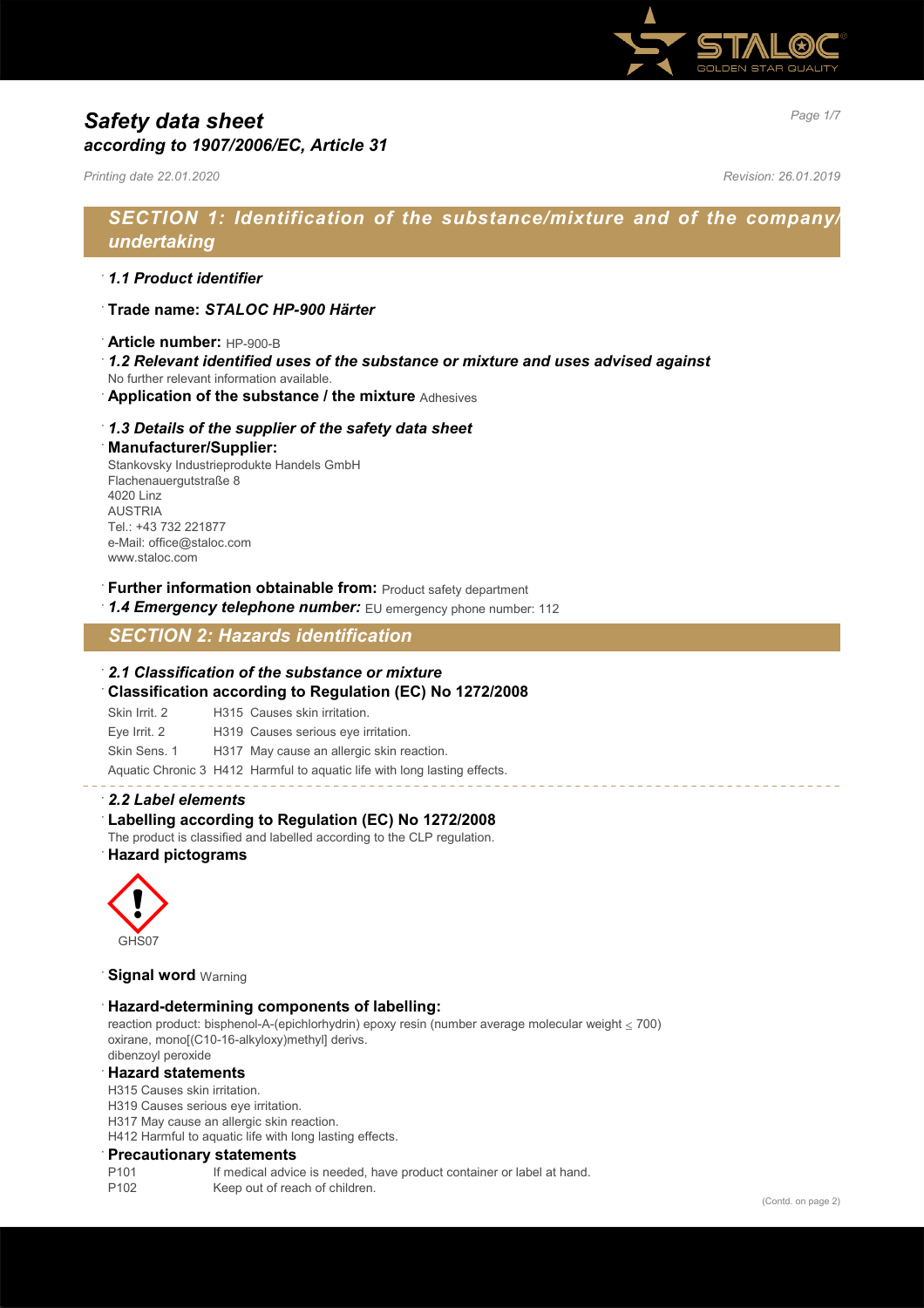# Safety data sheet
## according to 1907/2006/EC, Article 31

*Printing date 22.01.2020* *Revision: 26.01.2019*

## SECTION 1: Identification of the substance/mixture and of the company/undertaking

· ***1.1 Product identifier***

· **Trade name: *STALOC HP-900 Härter***

· **Article number:** HP-900-B

· ***1.2 Relevant identified uses of the substance or mixture and uses advised against***
No further relevant information available.

· **Application of the substance / the mixture** Adhesives

· ***1.3 Details of the supplier of the safety data sheet***

· **Manufacturer/Supplier:**
Stankovsky Industrieprodukte Handels GmbH
Flachenauergutstraße 8
4020 Linz
AUSTRIA
Tel.: +43 732 221877
e-Mail: office@staloc.com
www.staloc.com

· **Further information obtainable from:** Product safety department

· ***1.4 Emergency telephone number:*** EU emergency phone number: 112

## SECTION 2: Hazards identification

· ***2.1 Classification of the substance or mixture***

· **Classification according to Regulation (EC) No 1272/2008**

| | |
|---|---|
| Skin Irrit. 2 | H315 Causes skin irritation. |
| Eye Irrit. 2 | H319 Causes serious eye irritation. |
| Skin Sens. 1 | H317 May cause an allergic skin reaction. |
| Aquatic Chronic 3 | H412 Harmful to aquatic life with long lasting effects. |

· ***2.2 Label elements***

· **Labelling according to Regulation (EC) No 1272/2008**
The product is classified and labelled according to the CLP regulation.

· **Hazard pictograms**

GHS07

· **Signal word** Warning

· **Hazard-determining components of labelling:**
reaction product: bisphenol-A-(epichlorhydrin) epoxy resin (number average molecular weight ≤ 700)
oxirane, mono[(C10-16-alkyloxy)methyl] derivs.
dibenzoyl peroxide

· **Hazard statements**
H315 Causes skin irritation.
H319 Causes serious eye irritation.
H317 May cause an allergic skin reaction.
H412 Harmful to aquatic life with long lasting effects.

· **Precautionary statements**

| | |
|---|---|
| P101 | If medical advice is needed, have product container or label at hand. |
| P102 | Keep out of reach of children. |

(Contd. on page 2)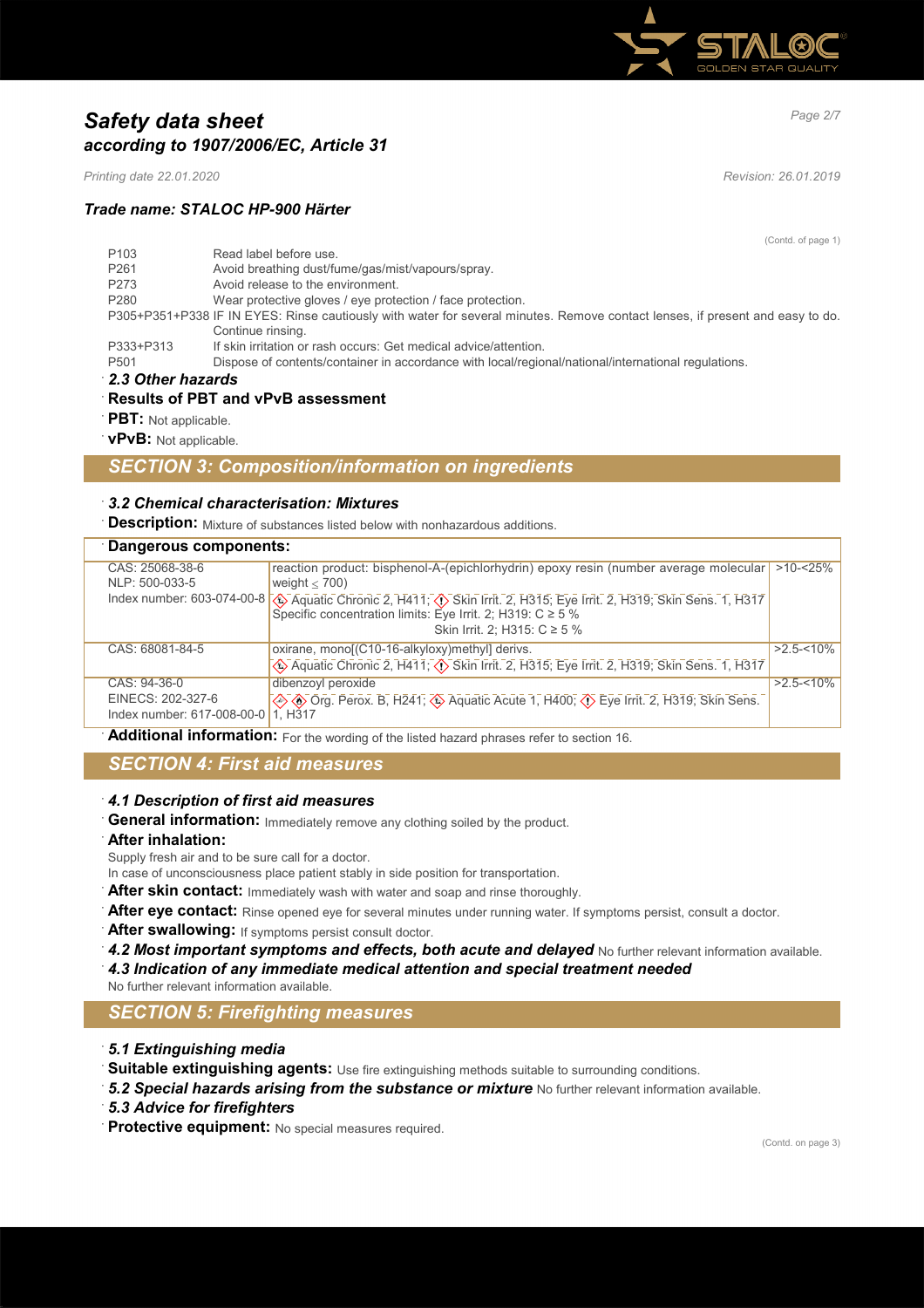# *Safety data sheet*
## *according to 1907/2006/EC, Article 31*

*Printing date 22.01.2020* *Revision: 26.01.2019*

### *Trade name: STALOC HP-900 Härter*

(Contd. of page 1)

P103 Read label before use.
P261 Avoid breathing dust/fume/gas/mist/vapours/spray.
P273 Avoid release to the environment.
P280 Wear protective gloves / eye protection / face protection.
P305+P351+P338 IF IN EYES: Rinse cautiously with water for several minutes. Remove contact lenses, if present and easy to do. Continue rinsing.
P333+P313 If skin irritation or rash occurs: Get medical advice/attention.
P501 Dispose of contents/container in accordance with local/regional/national/international regulations.

· ***2.3 Other hazards***
· **Results of PBT and vPvB assessment**
· **PBT:** Not applicable.
· **vPvB:** Not applicable.

## *SECTION 3: Composition/information on ingredients*

· ***3.2 Chemical characterisation: Mixtures***
· **Description:** Mixture of substances listed below with nonhazardous additions.

| · **Dangerous components:** | | |
|---|---|---|
| CAS: 25068-38-6<br>NLP: 500-033-5<br>Index number: 603-074-00-8 | reaction product: bisphenol-A-(epichlorhydrin) epoxy resin (number average molecular weight ≤ 700)<br>Aquatic Chronic 2, H411; Skin Irrit. 2, H315; Eye Irrit. 2, H319; Skin Sens. 1, H317<br>Specific concentration limits: Eye Irrit. 2; H319: C ≥ 5 %<br>Skin Irrit. 2; H315: C ≥ 5 % | >10-<25% |
| CAS: 68081-84-5 | oxirane, mono[(C10-16-alkyloxy)methyl] derivs.<br>Aquatic Chronic 2, H411; Skin Irrit. 2, H315; Eye Irrit. 2, H319; Skin Sens. 1, H317 | >2.5-<10% |
| CAS: 94-36-0<br>EINECS: 202-327-6<br>Index number: 617-008-00-0 | dibenzoyl peroxide<br>Org. Perox. B, H241; Aquatic Acute 1, H400; Eye Irrit. 2, H319; Skin Sens. 1, H317 | >2.5-<10% |

· **Additional information:** For the wording of the listed hazard phrases refer to section 16.

## *SECTION 4: First aid measures*

· ***4.1 Description of first aid measures***
· **General information:** Immediately remove any clothing soiled by the product.
· **After inhalation:**
Supply fresh air and to be sure call for a doctor.
In case of unconsciousness place patient stably in side position for transportation.
· **After skin contact:** Immediately wash with water and soap and rinse thoroughly.
· **After eye contact:** Rinse opened eye for several minutes under running water. If symptoms persist, consult a doctor.
· **After swallowing:** If symptoms persist consult doctor.
· ***4.2 Most important symptoms and effects, both acute and delayed*** No further relevant information available.
· ***4.3 Indication of any immediate medical attention and special treatment needed***
No further relevant information available.

## *SECTION 5: Firefighting measures*

· ***5.1 Extinguishing media***
· **Suitable extinguishing agents:** Use fire extinguishing methods suitable to surrounding conditions.
· ***5.2 Special hazards arising from the substance or mixture*** No further relevant information available.
· ***5.3 Advice for firefighters***
· **Protective equipment:** No special measures required.

(Contd. on page 3)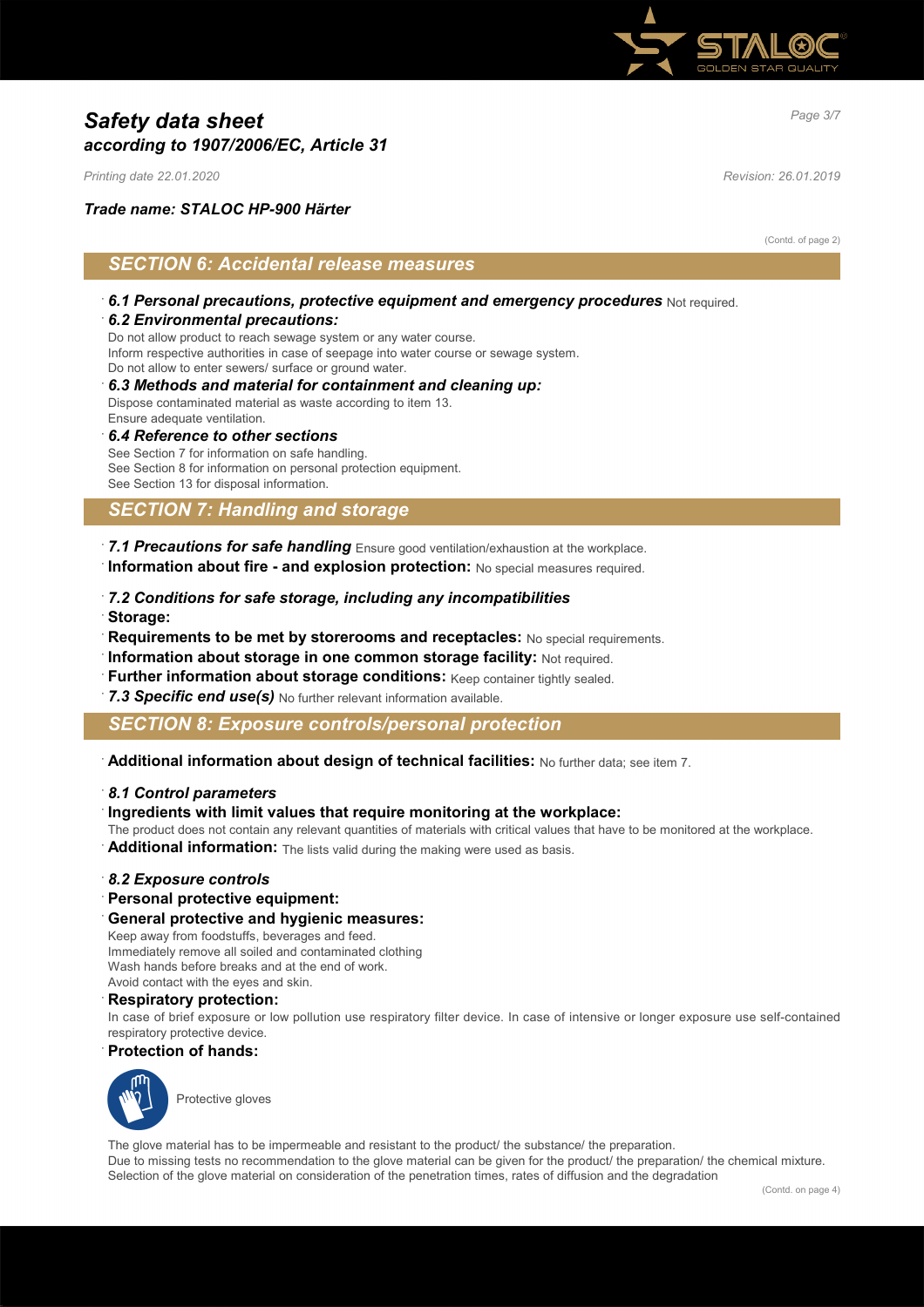# Safety data sheet
## according to 1907/2006/EC, Article 31

*Printing date 22.01.2020* *Revision: 26.01.2019*

***Trade name: STALOC HP-900 Härter***

(Contd. of page 2)

## SECTION 6: Accidental release measures

· ***6.1 Personal precautions, protective equipment and emergency procedures*** Not required.

· ***6.2 Environmental precautions:***
Do not allow product to reach sewage system or any water course.
Inform respective authorities in case of seepage into water course or sewage system.
Do not allow to enter sewers/ surface or ground water.

· ***6.3 Methods and material for containment and cleaning up:***
Dispose contaminated material as waste according to item 13.
Ensure adequate ventilation.

· ***6.4 Reference to other sections***
See Section 7 for information on safe handling.
See Section 8 for information on personal protection equipment.
See Section 13 for disposal information.

## SECTION 7: Handling and storage

· ***7.1 Precautions for safe handling*** Ensure good ventilation/exhaustion at the workplace.

· **Information about fire - and explosion protection:** No special measures required.

· ***7.2 Conditions for safe storage, including any incompatibilities***

· **Storage:**

· **Requirements to be met by storerooms and receptacles:** No special requirements.

· **Information about storage in one common storage facility:** Not required.

· **Further information about storage conditions:** Keep container tightly sealed.

· ***7.3 Specific end use(s)*** No further relevant information available.

## SECTION 8: Exposure controls/personal protection

· **Additional information about design of technical facilities:** No further data; see item 7.

· ***8.1 Control parameters***

· **Ingredients with limit values that require monitoring at the workplace:**
The product does not contain any relevant quantities of materials with critical values that have to be monitored at the workplace.

· **Additional information:** The lists valid during the making were used as basis.

· ***8.2 Exposure controls***

· **Personal protective equipment:**

· **General protective and hygienic measures:**
Keep away from foodstuffs, beverages and feed.
Immediately remove all soiled and contaminated clothing
Wash hands before breaks and at the end of work.
Avoid contact with the eyes and skin.

· **Respiratory protection:**
In case of brief exposure or low pollution use respiratory filter device. In case of intensive or longer exposure use self-contained respiratory protective device.

· **Protection of hands:**

Protective gloves

The glove material has to be impermeable and resistant to the product/ the substance/ the preparation.
Due to missing tests no recommendation to the glove material can be given for the product/ the preparation/ the chemical mixture.
Selection of the glove material on consideration of the penetration times, rates of diffusion and the degradation

(Contd. on page 4)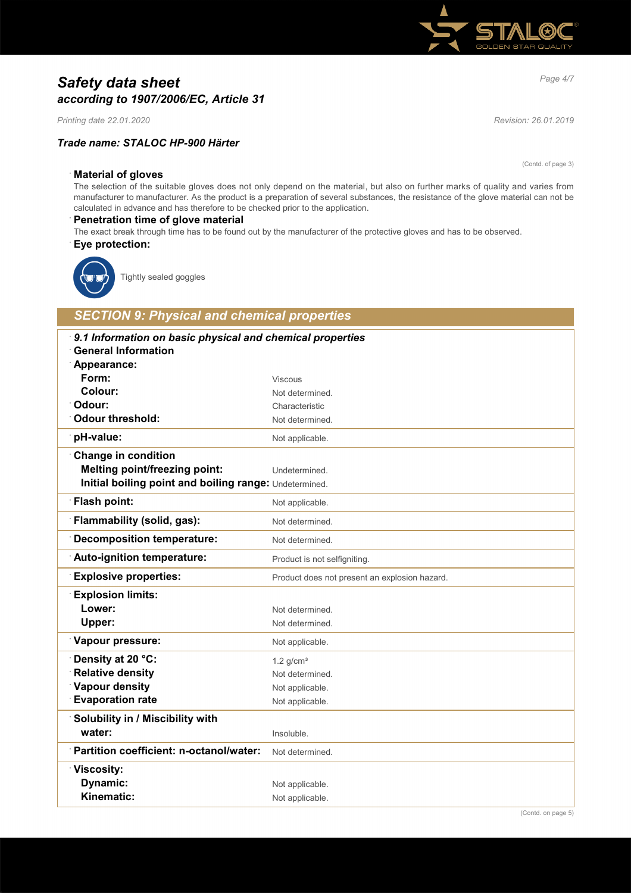# Safety data sheet
## according to 1907/2006/EC, Article 31

*Printing date 22.01.2020* *Revision: 26.01.2019*

### Trade name: STALOC HP-900 Härter

(Contd. of page 3)

· **Material of gloves**
The selection of the suitable gloves does not only depend on the material, but also on further marks of quality and varies from manufacturer to manufacturer. As the product is a preparation of several substances, the resistance of the glove material can not be calculated in advance and has therefore to be checked prior to the application.

· **Penetration time of glove material**
The exact break through time has to be found out by the manufacturer of the protective gloves and has to be observed.

· **Eye protection:**

Tightly sealed goggles

## SECTION 9: Physical and chemical properties

| · *9.1 Information on basic physical and chemical properties* | |
|---|---|
| · **General Information** | |
| · **Appearance:** | |
| **Form:** | Viscous |
| **Colour:** | Not determined. |
| · **Odour:** | Characteristic |
| · **Odour threshold:** | Not determined. |
| · **pH-value:** | Not applicable. |
| · **Change in condition** | |
| **Melting point/freezing point:** | Undetermined. |
| **Initial boiling point and boiling range:** | Undetermined. |
| · **Flash point:** | Not applicable. |
| · **Flammability (solid, gas):** | Not determined. |
| · **Decomposition temperature:** | Not determined. |
| · **Auto-ignition temperature:** | Product is not selfigniting. |
| · **Explosive properties:** | Product does not present an explosion hazard. |
| · **Explosion limits:** | |
| **Lower:** | Not determined. |
| **Upper:** | Not determined. |
| · **Vapour pressure:** | Not applicable. |
| · **Density at 20 °C:** | 1.2 g/cm³ |
| · **Relative density** | Not determined. |
| · **Vapour density** | Not applicable. |
| · **Evaporation rate** | Not applicable. |
| · **Solubility in / Miscibility with** | |
| **water:** | Insoluble. |
| · **Partition coefficient: n-octanol/water:** | Not determined. |
| · **Viscosity:** | |
| **Dynamic:** | Not applicable. |
| **Kinematic:** | Not applicable. |

(Contd. on page 5)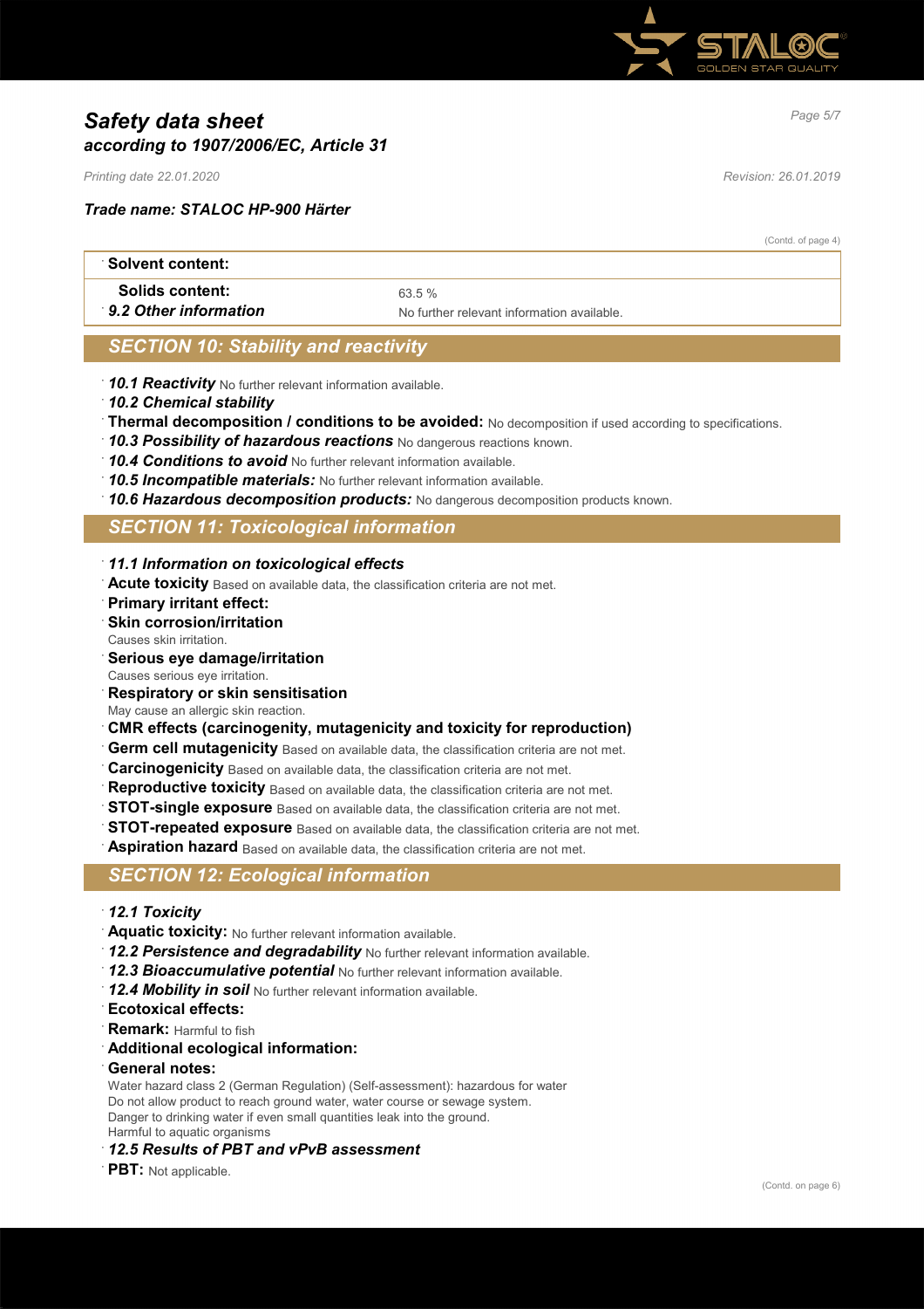*Trade name: STALOC HP-900 Härter*

(Contd. of page 4)

| · **Solvent content:** | |
|---|---|
| **Solids content:** | 63.5 % |
| · ***9.2 Other information*** | No further relevant information available. |

## *SECTION 10: Stability and reactivity*

· ***10.1 Reactivity*** No further relevant information available.
· ***10.2 Chemical stability***
· **Thermal decomposition / conditions to be avoided:** No decomposition if used according to specifications.
· ***10.3 Possibility of hazardous reactions*** No dangerous reactions known.
· ***10.4 Conditions to avoid*** No further relevant information available.
· ***10.5 Incompatible materials:*** No further relevant information available.
· ***10.6 Hazardous decomposition products:*** No dangerous decomposition products known.

## *SECTION 11: Toxicological information*

· ***11.1 Information on toxicological effects***
· **Acute toxicity** Based on available data, the classification criteria are not met.
· **Primary irritant effect:**
· **Skin corrosion/irritation**
Causes skin irritation.
· **Serious eye damage/irritation**
Causes serious eye irritation.
· **Respiratory or skin sensitisation**
May cause an allergic skin reaction.
· **CMR effects (carcinogenity, mutagenicity and toxicity for reproduction)**
· **Germ cell mutagenicity** Based on available data, the classification criteria are not met.
· **Carcinogenicity** Based on available data, the classification criteria are not met.
· **Reproductive toxicity** Based on available data, the classification criteria are not met.
· **STOT-single exposure** Based on available data, the classification criteria are not met.
· **STOT-repeated exposure** Based on available data, the classification criteria are not met.
· **Aspiration hazard** Based on available data, the classification criteria are not met.

## *SECTION 12: Ecological information*

· ***12.1 Toxicity***
· **Aquatic toxicity:** No further relevant information available.
· ***12.2 Persistence and degradability*** No further relevant information available.
· ***12.3 Bioaccumulative potential*** No further relevant information available.
· ***12.4 Mobility in soil*** No further relevant information available.
· **Ecotoxical effects:**
· **Remark:** Harmful to fish
· **Additional ecological information:**
· **General notes:**
Water hazard class 2 (German Regulation) (Self-assessment): hazardous for water
Do not allow product to reach ground water, water course or sewage system.
Danger to drinking water if even small quantities leak into the ground.
Harmful to aquatic organisms
· ***12.5 Results of PBT and vPvB assessment***
· **PBT:** Not applicable.

(Contd. on page 6)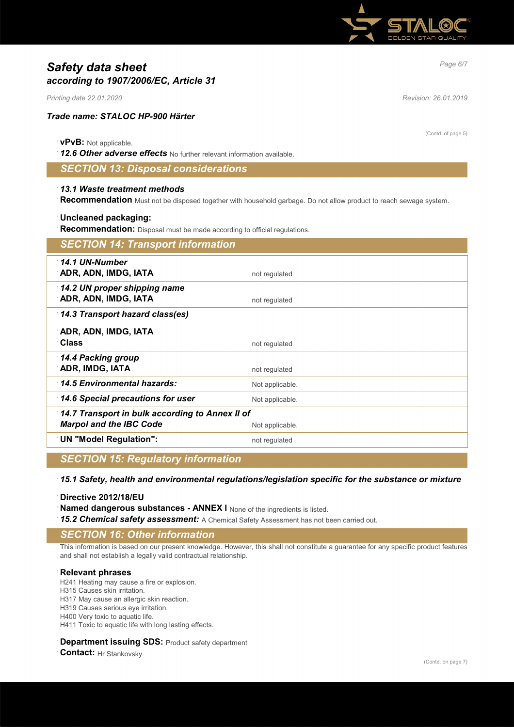# Safety data sheet
## according to 1907/2006/EC, Article 31

*Printing date 22.01.2020* *Revision: 26.01.2019*

### Trade name: STALOC HP-900 Härter

(Contd. of page 5)

- **vPvB:** Not applicable.
- ***12.6 Other adverse effects*** No further relevant information available.

## SECTION 13: Disposal considerations

- ***13.1 Waste treatment methods***
- **Recommendation** Must not be disposed together with household garbage. Do not allow product to reach sewage system.

- **Uncleaned packaging:**
- **Recommendation:** Disposal must be made according to official regulations.

## SECTION 14: Transport information

| | |
|---|---|
| ***14.1 UN-Number*** | |
| **ADR, ADN, IMDG, IATA** | not regulated |
| ***14.2 UN proper shipping name*** | |
| **ADR, ADN, IMDG, IATA** | not regulated |
| ***14.3 Transport hazard class(es)*** | |
| **ADR, ADN, IMDG, IATA** | |
| **Class** | not regulated |
| ***14.4 Packing group*** | |
| **ADR, IMDG, IATA** | not regulated |
| ***14.5 Environmental hazards:*** | Not applicable. |
| ***14.6 Special precautions for user*** | Not applicable. |
| ***14.7 Transport in bulk according to Annex II of Marpol and the IBC Code*** | Not applicable. |
| **UN "Model Regulation":** | not regulated |

## SECTION 15: Regulatory information

- ***15.1 Safety, health and environmental regulations/legislation specific for the substance or mixture***

- **Directive 2012/18/EU**
- **Named dangerous substances - ANNEX I** None of the ingredients is listed.
- ***15.2 Chemical safety assessment:*** A Chemical Safety Assessment has not been carried out.

## SECTION 16: Other information

This information is based on our present knowledge. However, this shall not constitute a guarantee for any specific product features and shall not establish a legally valid contractual relationship.

- **Relevant phrases**

H241 Heating may cause a fire or explosion.
H315 Causes skin irritation.
H317 May cause an allergic skin reaction.
H319 Causes serious eye irritation.
H400 Very toxic to aquatic life.
H411 Toxic to aquatic life with long lasting effects.

- **Department issuing SDS:** Product safety department
- **Contact:** Hr Stankovsky

(Contd. on page 7)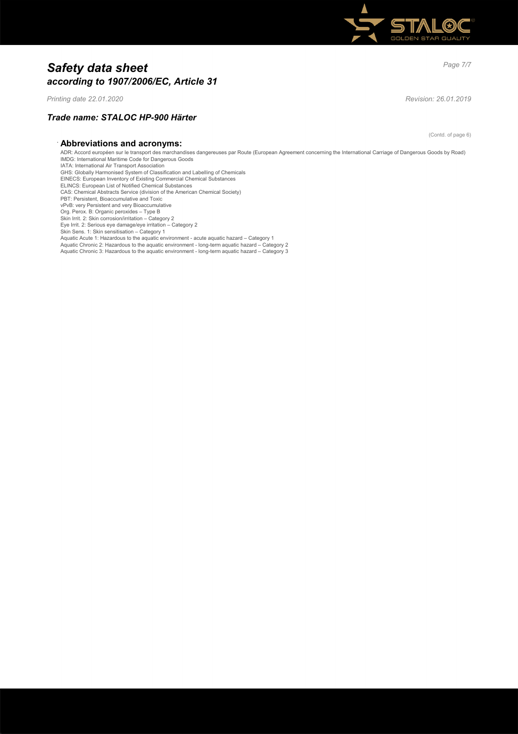# Safety data sheet
## according to 1907/2006/EC, Article 31

*Printing date 22.01.2020* *Revision: 26.01.2019*

### Trade name: STALOC HP-900 Härter

(Contd. of page 6)

**· Abbreviations and acronyms:**

ADR: Accord européen sur le transport des marchandises dangereuses par Route (European Agreement concerning the International Carriage of Dangerous Goods by Road)
IMDG: International Maritime Code for Dangerous Goods
IATA: International Air Transport Association
GHS: Globally Harmonised System of Classification and Labelling of Chemicals
EINECS: European Inventory of Existing Commercial Chemical Substances
ELINCS: European List of Notified Chemical Substances
CAS: Chemical Abstracts Service (division of the American Chemical Society)
PBT: Persistent, Bioaccumulative and Toxic
vPvB: very Persistent and very Bioaccumulative
Org. Perox. B: Organic peroxides – Type B
Skin Irrit. 2: Skin corrosion/irritation – Category 2
Eye Irrit. 2: Serious eye damage/eye irritation – Category 2
Skin Sens. 1: Skin sensitisation – Category 1
Aquatic Acute 1: Hazardous to the aquatic environment - acute aquatic hazard – Category 1
Aquatic Chronic 2: Hazardous to the aquatic environment - long-term aquatic hazard – Category 2
Aquatic Chronic 3: Hazardous to the aquatic environment - long-term aquatic hazard – Category 3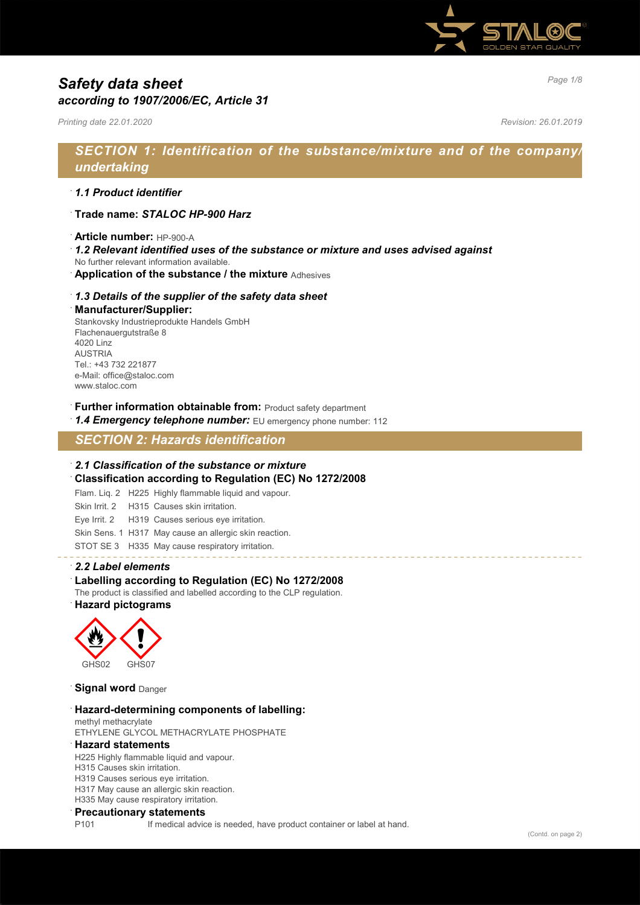# Safety data sheet
## according to 1907/2006/EC, Article 31

*Printing date 22.01.2020* *Revision: 26.01.2019*

## SECTION 1: Identification of the substance/mixture and of the company/undertaking

- ***1.1 Product identifier***
- **Trade name:** ***STALOC HP-900 Harz***
- **Article number:** HP-900-A
- ***1.2 Relevant identified uses of the substance or mixture and uses advised against***
No further relevant information available.
- **Application of the substance / the mixture** Adhesives
- ***1.3 Details of the supplier of the safety data sheet***
- **Manufacturer/Supplier:**
Stankovsky Industrieprodukte Handels GmbH
Flachenauergutstraße 8
4020 Linz
AUSTRIA
Tel.: +43 732 221877
e-Mail: office@staloc.com
www.staloc.com
- **Further information obtainable from:** Product safety department
- ***1.4 Emergency telephone number:*** EU emergency phone number: 112

## SECTION 2: Hazards identification

- ***2.1 Classification of the substance or mixture***
- **Classification according to Regulation (EC) No 1272/2008**

Flam. Liq. 2 H225 Highly flammable liquid and vapour.
Skin Irrit. 2 H315 Causes skin irritation.
Eye Irrit. 2 H319 Causes serious eye irritation.
Skin Sens. 1 H317 May cause an allergic skin reaction.
STOT SE 3 H335 May cause respiratory irritation.

- ***2.2 Label elements***
- **Labelling according to Regulation (EC) No 1272/2008**
The product is classified and labelled according to the CLP regulation.
- **Hazard pictograms**

GHS02 GHS07

- **Signal word** Danger
- **Hazard-determining components of labelling:**
methyl methacrylate
ETHYLENE GLYCOL METHACRYLATE PHOSPHATE
- **Hazard statements**
H225 Highly flammable liquid and vapour.
H315 Causes skin irritation.
H319 Causes serious eye irritation.
H317 May cause an allergic skin reaction.
H335 May cause respiratory irritation.
- **Precautionary statements**
P101 If medical advice is needed, have product container or label at hand.

(Contd. on page 2)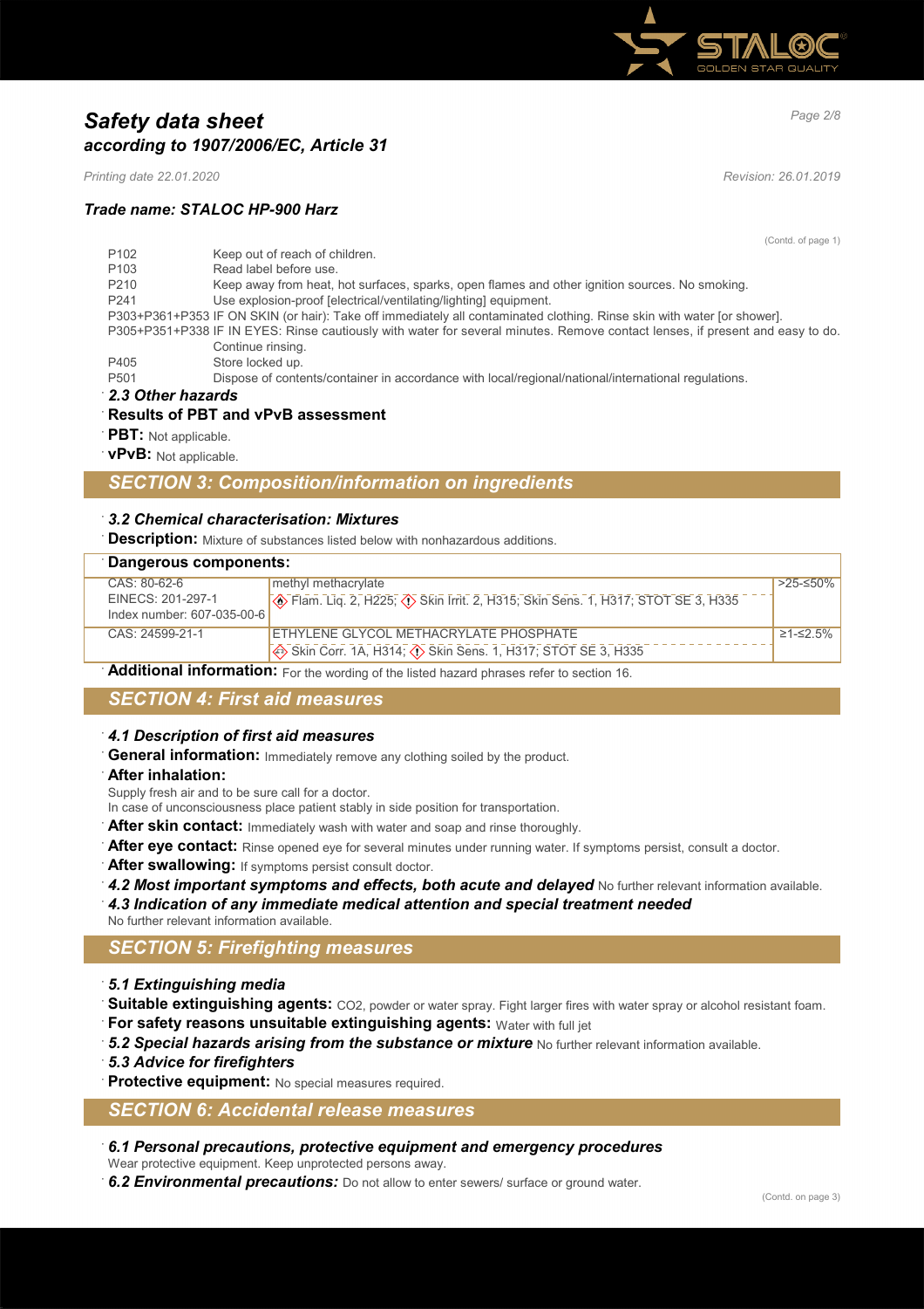(Contd. of page 1)

P102 Keep out of reach of children.
P103 Read label before use.
P210 Keep away from heat, hot surfaces, sparks, open flames and other ignition sources. No smoking.
P241 Use explosion-proof [electrical/ventilating/lighting] equipment.
P303+P361+P353 IF ON SKIN (or hair): Take off immediately all contaminated clothing. Rinse skin with water [or shower].
P305+P351+P338 IF IN EYES: Rinse cautiously with water for several minutes. Remove contact lenses, if present and easy to do. Continue rinsing.
P405 Store locked up.
P501 Dispose of contents/container in accordance with local/regional/national/international regulations.

### *2.3 Other hazards*

**Results of PBT and vPvB assessment**

**PBT:** Not applicable.

**vPvB:** Not applicable.

## *SECTION 3: Composition/information on ingredients*

### *3.2 Chemical characterisation: Mixtures*

**Description:** Mixture of substances listed below with nonhazardous additions.

**Dangerous components:**

| | | |
|---|---|---|
| CAS: 80-62-6<br>EINECS: 201-297-1<br>Index number: 607-035-00-6 | methyl methacrylate<br>Flam. Liq. 2, H225; Skin Irrit. 2, H315; Skin Sens. 1, H317; STOT SE 3, H335 | >25-≤50% |
| CAS: 24599-21-1 | ETHYLENE GLYCOL METHACRYLATE PHOSPHATE<br>Skin Corr. 1A, H314; Skin Sens. 1, H317; STOT SE 3, H335 | ≥1-≤2.5% |

**Additional information:** For the wording of the listed hazard phrases refer to section 16.

## *SECTION 4: First aid measures*

### *4.1 Description of first aid measures*

**General information:** Immediately remove any clothing soiled by the product.

**After inhalation:**
Supply fresh air and to be sure call for a doctor.
In case of unconsciousness place patient stably in side position for transportation.

**After skin contact:** Immediately wash with water and soap and rinse thoroughly.

**After eye contact:** Rinse opened eye for several minutes under running water. If symptoms persist, consult a doctor.

**After swallowing:** If symptoms persist consult doctor.

***4.2 Most important symptoms and effects, both acute and delayed*** No further relevant information available.

***4.3 Indication of any immediate medical attention and special treatment needed***
No further relevant information available.

## *SECTION 5: Firefighting measures*

### *5.1 Extinguishing media*

**Suitable extinguishing agents:** CO2, powder or water spray. Fight larger fires with water spray or alcohol resistant foam.

**For safety reasons unsuitable extinguishing agents:** Water with full jet

***5.2 Special hazards arising from the substance or mixture*** No further relevant information available.

### *5.3 Advice for firefighters*

**Protective equipment:** No special measures required.

## *SECTION 6: Accidental release measures*

### *6.1 Personal precautions, protective equipment and emergency procedures*

Wear protective equipment. Keep unprotected persons away.

***6.2 Environmental precautions:*** Do not allow to enter sewers/ surface or ground water.

(Contd. on page 3)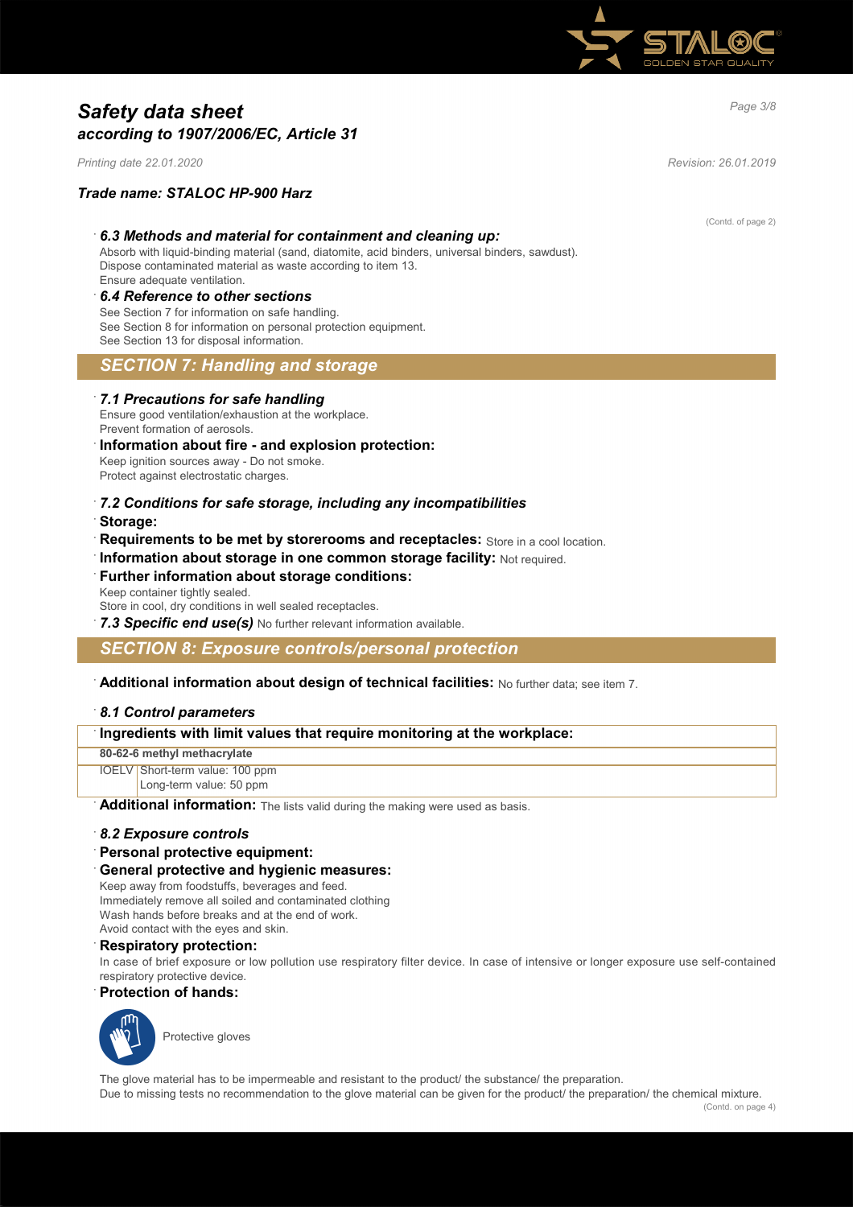# Safety data sheet
## according to 1907/2006/EC, Article 31

*Printing date 22.01.2020* *Revision: 26.01.2019*

### Trade name: STALOC HP-900 Harz

(Contd. of page 2)

### 6.3 Methods and material for containment and cleaning up:

Absorb with liquid-binding material (sand, diatomite, acid binders, universal binders, sawdust).
Dispose contaminated material as waste according to item 13.
Ensure adequate ventilation.

### 6.4 Reference to other sections

See Section 7 for information on safe handling.
See Section 8 for information on personal protection equipment.
See Section 13 for disposal information.

## SECTION 7: Handling and storage

### 7.1 Precautions for safe handling

Ensure good ventilation/exhaustion at the workplace.
Prevent formation of aerosols.

**Information about fire - and explosion protection:**
Keep ignition sources away - Do not smoke.
Protect against electrostatic charges.

### 7.2 Conditions for safe storage, including any incompatibilities

**Storage:**

**Requirements to be met by storerooms and receptacles:** Store in a cool location.

**Information about storage in one common storage facility:** Not required.

**Further information about storage conditions:**
Keep container tightly sealed.
Store in cool, dry conditions in well sealed receptacles.

***7.3 Specific end use(s)*** No further relevant information available.

## SECTION 8: Exposure controls/personal protection

**Additional information about design of technical facilities:** No further data; see item 7.

### 8.1 Control parameters

| Ingredients with limit values that require monitoring at the workplace: | |
|---|---|
| **80-62-6 methyl methacrylate** | |
| IOELV | Short-term value: 100 ppm<br>Long-term value: 50 ppm |

**Additional information:** The lists valid during the making were used as basis.

### 8.2 Exposure controls

**Personal protective equipment:**

**General protective and hygienic measures:**
Keep away from foodstuffs, beverages and feed.
Immediately remove all soiled and contaminated clothing
Wash hands before breaks and at the end of work.
Avoid contact with the eyes and skin.

**Respiratory protection:**
In case of brief exposure or low pollution use respiratory filter device. In case of intensive or longer exposure use self-contained respiratory protective device.

**Protection of hands:**

Protective gloves

The glove material has to be impermeable and resistant to the product/ the substance/ the preparation.
Due to missing tests no recommendation to the glove material can be given for the product/ the preparation/ the chemical mixture.

(Contd. on page 4)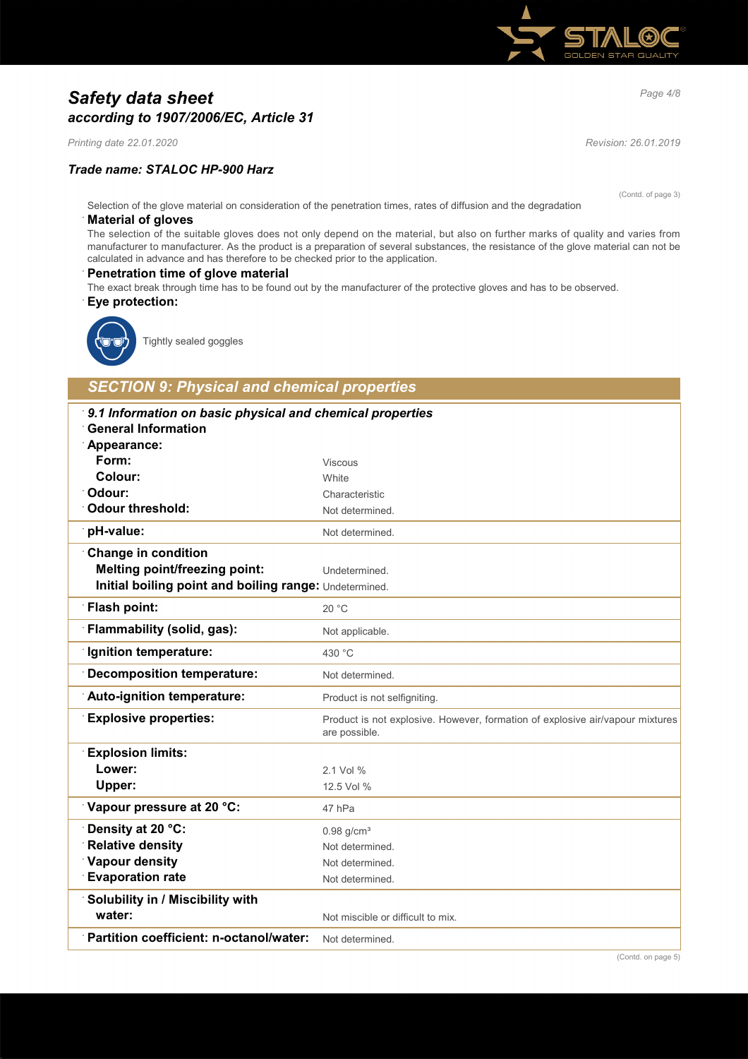(Contd. of page 3)

Selection of the glove material on consideration of the penetration times, rates of diffusion and the degradation

**Material of gloves**

The selection of the suitable gloves does not only depend on the material, but also on further marks of quality and varies from manufacturer to manufacturer. As the product is a preparation of several substances, the resistance of the glove material can not be calculated in advance and has therefore to be checked prior to the application.

**Penetration time of glove material**

The exact break through time has to be found out by the manufacturer of the protective gloves and has to be observed.

**Eye protection:**

Tightly sealed goggles

## *SECTION 9: Physical and chemical properties*

| ***9.1 Information on basic and chemical properties*** | |
|---|---|
| **General Information** | |
| **Appearance:** | |
| **Form:** | Viscous |
| **Colour:** | White |
| **Odour:** | Characteristic |
| **Odour threshold:** | Not determined. |
| **pH-value:** | Not determined. |
| **Change in condition** | |
| **Melting point/freezing point:** | Undetermined. |
| **Initial boiling point and boiling range:** | Undetermined. |
| **Flash point:** | 20 °C |
| **Flammability (solid, gas):** | Not applicable. |
| **Ignition temperature:** | 430 °C |
| **Decomposition temperature:** | Not determined. |
| **Auto-ignition temperature:** | Product is not selfigniting. |
| **Explosive properties:** | Product is not explosive. However, formation of explosive air/vapour mixtures are possible. |
| **Explosion limits:** | |
| **Lower:** | 2.1 Vol % |
| **Upper:** | 12.5 Vol % |
| **Vapour pressure at 20 °C:** | 47 hPa |
| **Density at 20 °C:** | 0.98 g/cm³ |
| **Relative density** | Not determined. |
| **Vapour density** | Not determined. |
| **Evaporation rate** | Not determined. |
| **Solubility in / Miscibility with** | |
| **water:** | Not miscible or difficult to mix. |
| **Partition coefficient: n-octanol/water:** | Not determined. |

(Contd. on page 5)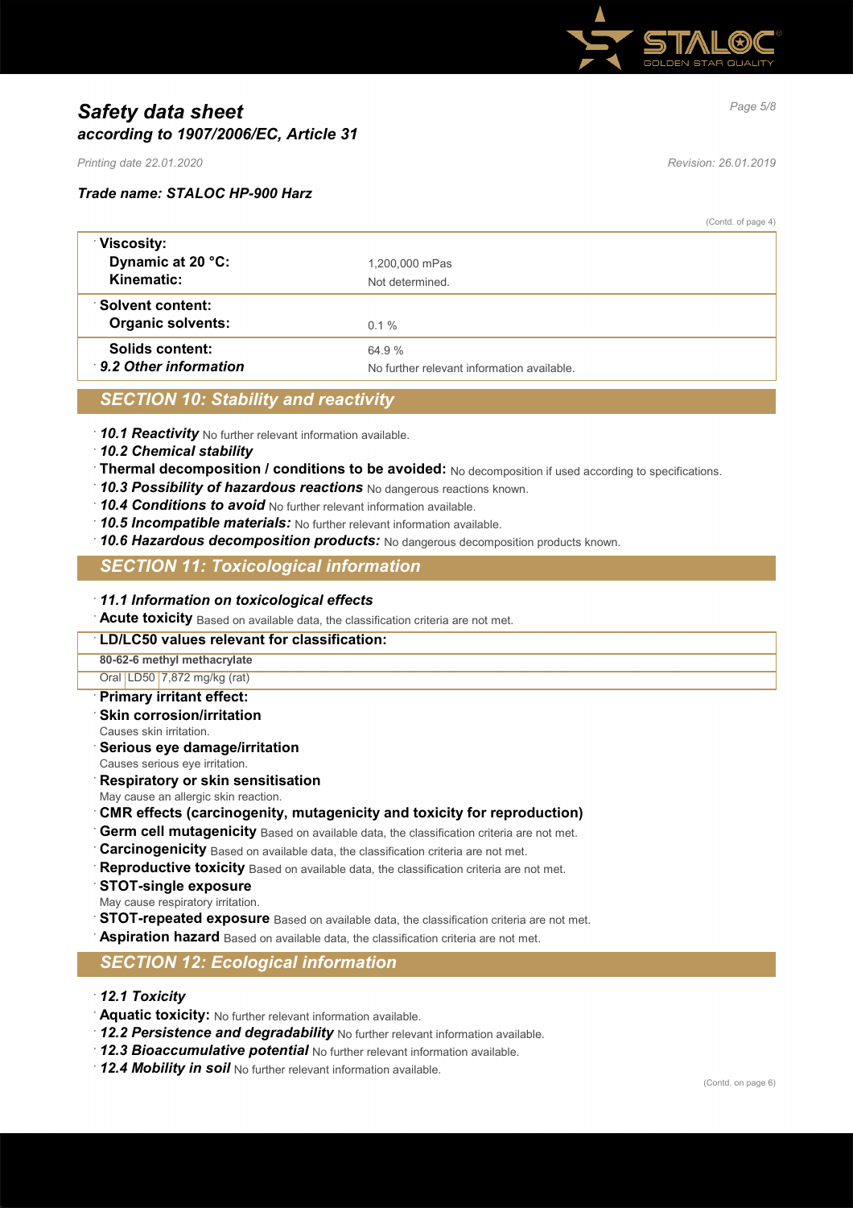# *Safety data sheet*
## *according to 1907/2006/EC, Article 31*

*Printing date 22.01.2020* *Revision: 26.01.2019*

### *Trade name: STALOC HP-900 Harz*

(Contd. of page 4)

| | |
|---|---|
| **Viscosity:** | |
| **Dynamic at 20 °C:** | 1,200,000 mPas |
| **Kinematic:** | Not determined. |
| **Solvent content:** | |
| **Organic solvents:** | 0.1 % |
| **Solids content:** | 64.9 % |
| ***9.2 Other information*** | No further relevant information available. |

## *SECTION 10: Stability and reactivity*

- ***10.1 Reactivity*** No further relevant information available.
- ***10.2 Chemical stability***
- **Thermal decomposition / conditions to be avoided:** No decomposition if used according to specifications.
- ***10.3 Possibility of hazardous reactions*** No dangerous reactions known.
- ***10.4 Conditions to avoid*** No further relevant information available.
- ***10.5 Incompatible materials:*** No further relevant information available.
- ***10.6 Hazardous decomposition products:*** No dangerous decomposition products known.

## *SECTION 11: Toxicological information*

- ***11.1 Information on toxicological effects***
- **Acute toxicity** Based on available data, the classification criteria are not met.

| **LD/LC50 values relevant for classification:** | | |
|---|---|---|
| **80-62-6 methyl methacrylate** | | |
| Oral | LD50 | 7,872 mg/kg (rat) |

- **Primary irritant effect:**
- **Skin corrosion/irritation**
  Causes skin irritation.
- **Serious eye damage/irritation**
  Causes serious eye irritation.
- **Respiratory or skin sensitisation**
  May cause an allergic skin reaction.
- **CMR effects (carcinogenity, mutagenicity and toxicity for reproduction)**
- **Germ cell mutagenicity** Based on available data, the classification criteria are not met.
- **Carcinogenicity** Based on available data, the classification criteria are not met.
- **Reproductive toxicity** Based on available data, the classification criteria are not met.
- **STOT-single exposure**
  May cause respiratory irritation.
- **STOT-repeated exposure** Based on available data, the classification criteria are not met.
- **Aspiration hazard** Based on available data, the classification criteria are not met.

## *SECTION 12: Ecological information*

- ***12.1 Toxicity***
- **Aquatic toxicity:** No further relevant information available.
- ***12.2 Persistence and degradability*** No further relevant information available.
- ***12.3 Bioaccumulative potential*** No further relevant information available.
- ***12.4 Mobility in soil*** No further relevant information available.

(Contd. on page 6)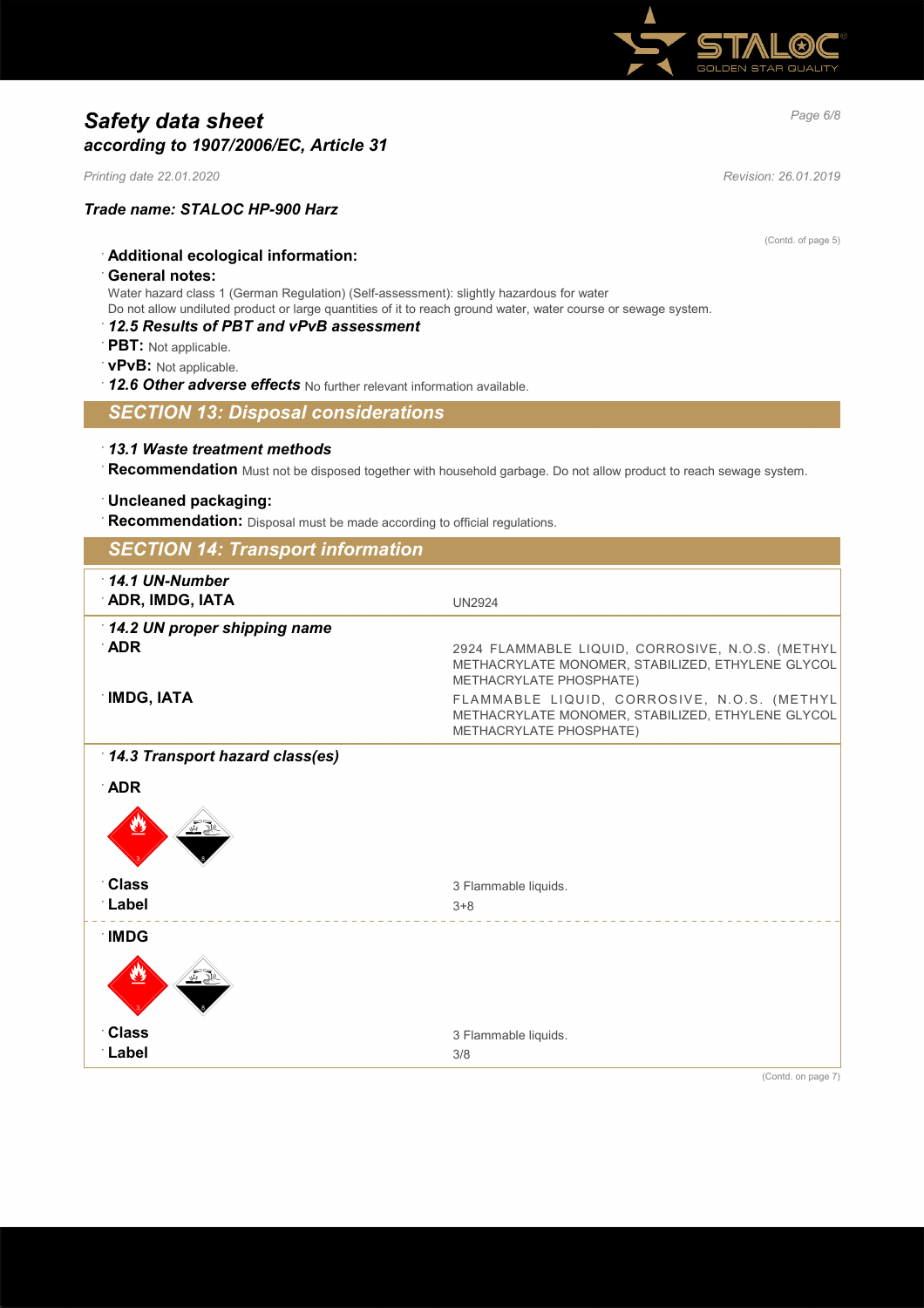# Safety data sheet
## according to 1907/2006/EC, Article 31

*Printing date 22.01.2020* *Revision: 26.01.2019*

### Trade name: STALOC HP-900 Harz

(Contd. of page 5)

- **Additional ecological information:**
- **General notes:**

Water hazard class 1 (German Regulation) (Self-assessment): slightly hazardous for water
Do not allow undiluted product or large quantities of it to reach ground water, water course or sewage system.

- ***12.5 Results of PBT and vPvB assessment***
- **PBT:** Not applicable.
- **vPvB:** Not applicable.
- ***12.6 Other adverse effects*** No further relevant information available.

## SECTION 13: Disposal considerations

- ***13.1 Waste treatment methods***
- **Recommendation** Must not be disposed together with household garbage. Do not allow product to reach sewage system.

- **Uncleaned packaging:**
- **Recommendation:** Disposal must be made according to official regulations.

## SECTION 14: Transport information

| | |
|---|---|
| ***14.1 UN-Number*** | |
| **ADR, IMDG, IATA** | UN2924 |
| ***14.2 UN proper shipping name*** | |
| **ADR** | 2924 FLAMMABLE LIQUID, CORROSIVE, N.O.S. (METHYL METHACRYLATE MONOMER, STABILIZED, ETHYLENE GLYCOL METHACRYLATE PHOSPHATE) |
| **IMDG, IATA** | FLAMMABLE LIQUID, CORROSIVE, N.O.S. (METHYL METHACRYLATE MONOMER, STABILIZED, ETHYLENE GLYCOL METHACRYLATE PHOSPHATE) |
| ***14.3 Transport hazard class(es)*** | |
| **ADR** | |
| **Class** | 3 Flammable liquids. |
| **Label** | 3+8 |
| **IMDG** | |
| **Class** | 3 Flammable liquids. |
| **Label** | 3/8 |

(Contd. on page 7)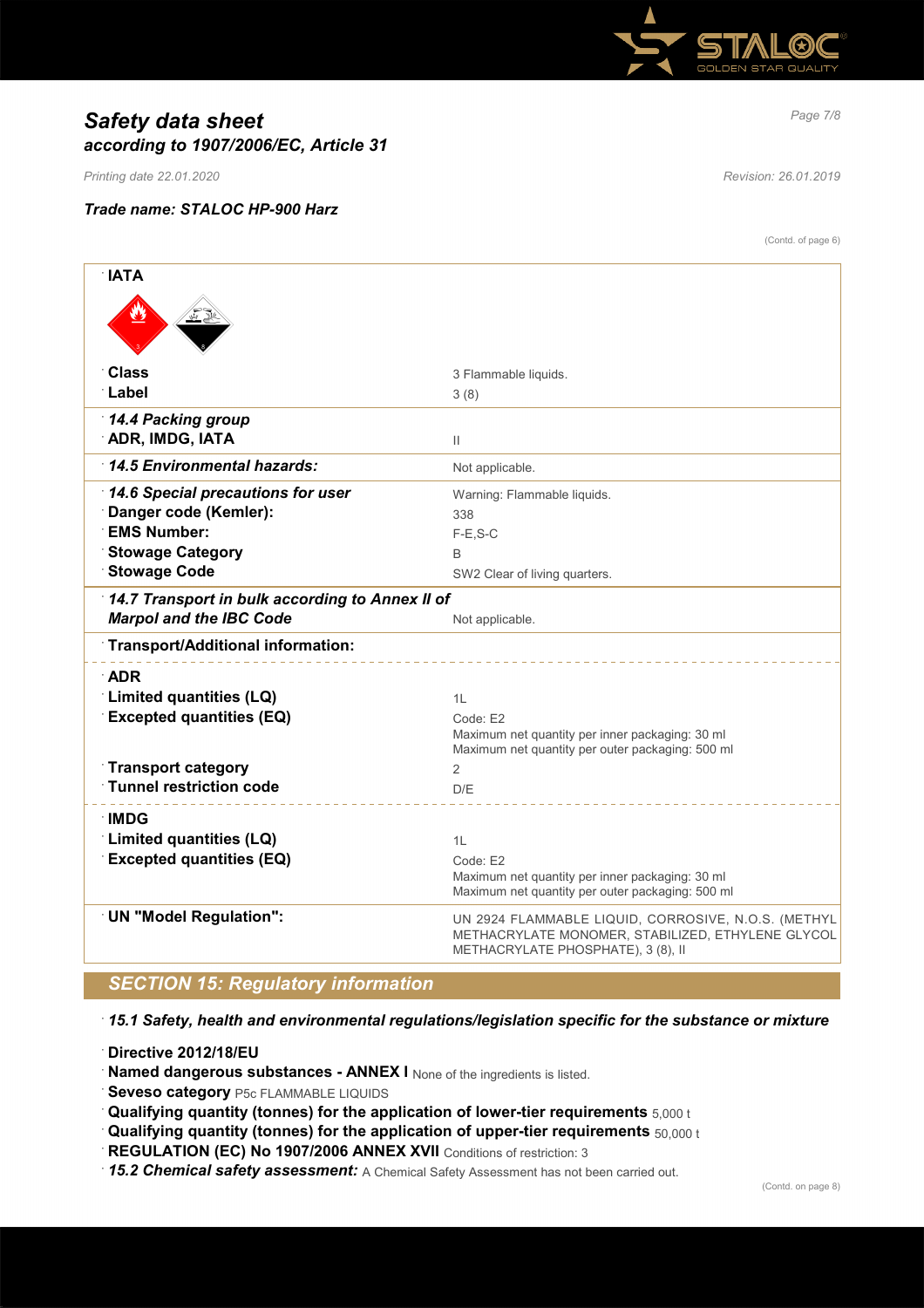(Contd. of page 6)

| IATA | |
|---|---|
| **Class** | 3 Flammable liquids. |
| **Label** | 3 (8) |
| ***14.4 Packing group*** | |
| **ADR, IMDG, IATA** | II |
| ***14.5 Environmental hazards:*** | Not applicable. |
| ***14.6 Special precautions for user*** | Warning: Flammable liquids. |
| **Danger code (Kemler):** | 338 |
| **EMS Number:** | F-E,S-C |
| **Stowage Category** | B |
| **Stowage Code** | SW2 Clear of living quarters. |
| ***14.7 Transport in bulk according to Annex II of Marpol and the IBC Code*** | Not applicable. |
| **Transport/Additional information:** | |
| **ADR** | |
| **Limited quantities (LQ)** | 1L |
| **Excepted quantities (EQ)** | Code: E2<br>Maximum net quantity per inner packaging: 30 ml<br>Maximum net quantity per outer packaging: 500 ml |
| **Transport category** | 2 |
| **Tunnel restriction code** | D/E |
| **IMDG** | |
| **Limited quantities (LQ)** | 1L |
| **Excepted quantities (EQ)** | Code: E2<br>Maximum net quantity per inner packaging: 30 ml<br>Maximum net quantity per outer packaging: 500 ml |
| **UN "Model Regulation":** | UN 2924 FLAMMABLE LIQUID, CORROSIVE, N.O.S. (METHYL METHACRYLATE MONOMER, STABILIZED, ETHYLENE GLYCOL METHACRYLATE PHOSPHATE), 3 (8), II |

## SECTION 15: Regulatory information

***15.1 Safety, health and environmental regulations/legislation specific for the substance or mixture***

**Directive 2012/18/EU**

**Named dangerous substances - ANNEX I** None of the ingredients is listed.

**Seveso category** P5c FLAMMABLE LIQUIDS

**Qualifying quantity (tonnes) for the application of lower-tier requirements** 5,000 t

**Qualifying quantity (tonnes) for the application of upper-tier requirements** 50,000 t

**REGULATION (EC) No 1907/2006 ANNEX XVII** Conditions of restriction: 3

***15.2 Chemical safety assessment:*** A Chemical Safety Assessment has not been carried out.

(Contd. on page 8)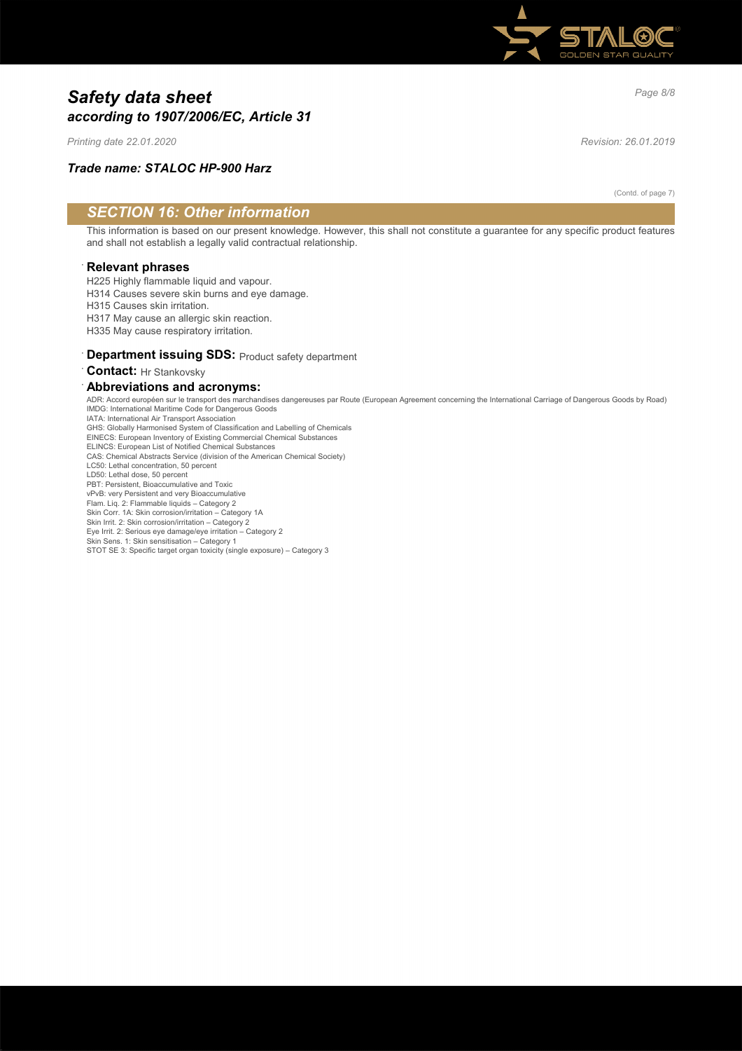# Safety data sheet
## according to 1907/2006/EC, Article 31

*Printing date 22.01.2020* *Revision: 26.01.2019*

### Trade name: STALOC HP-900 Harz

(Contd. of page 7)

## SECTION 16: Other information

This information is based on our present knowledge. However, this shall not constitute a guarantee for any specific product features and shall not establish a legally valid contractual relationship.

· **Relevant phrases**

H225 Highly flammable liquid and vapour.
H314 Causes severe skin burns and eye damage.
H315 Causes skin irritation.
H317 May cause an allergic skin reaction.
H335 May cause respiratory irritation.

· **Department issuing SDS:** Product safety department

· **Contact:** Hr Stankovsky

· **Abbreviations and acronyms:**

ADR: Accord européen sur le transport des marchandises dangereuses par Route (European Agreement concerning the International Carriage of Dangerous Goods by Road)
IMDG: International Maritime Code for Dangerous Goods
IATA: International Air Transport Association
GHS: Globally Harmonised System of Classification and Labelling of Chemicals
EINECS: European Inventory of Existing Commercial Chemical Substances
ELINCS: European List of Notified Chemical Substances
CAS: Chemical Abstracts Service (division of the American Chemical Society)
LC50: Lethal concentration, 50 percent
LD50: Lethal dose, 50 percent
PBT: Persistent, Bioaccumulative and Toxic
vPvB: very Persistent and very Bioaccumulative
Flam. Liq. 2: Flammable liquids – Category 2
Skin Corr. 1A: Skin corrosion/irritation – Category 1A
Skin Irrit. 2: Skin corrosion/irritation – Category 2
Eye Irrit. 2: Serious eye damage/eye irritation – Category 2
Skin Sens. 1: Skin sensitisation – Category 1
STOT SE 3: Specific target organ toxicity (single exposure) – Category 3